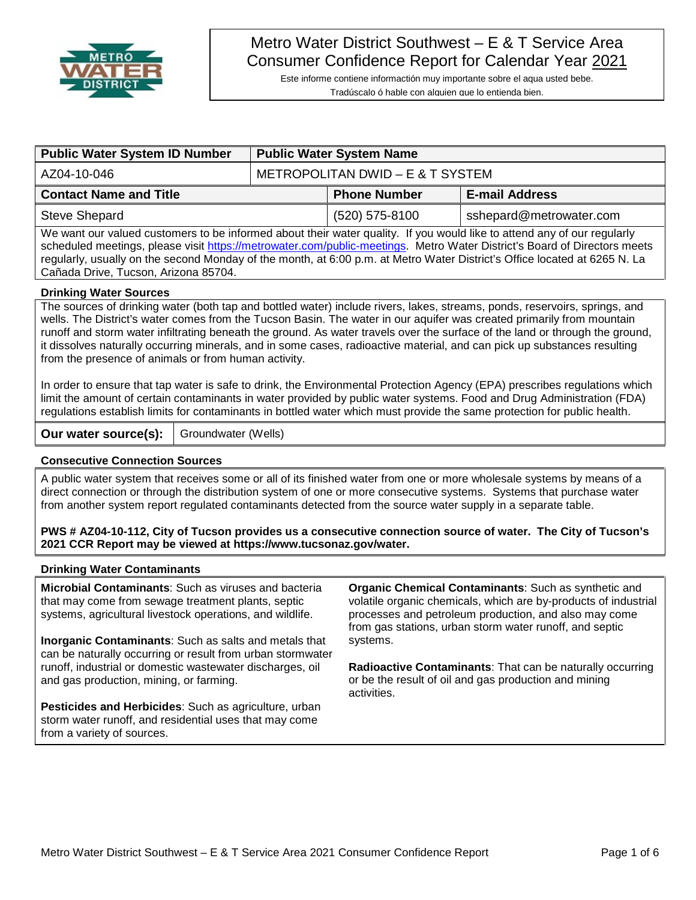# Metro Water District Southwest – E & T Service Area
## Consumer Confidence Report for Calendar Year 2021

Este informe contiene informactión muy importante sobre el aqua usted bebe.
Tradúscalo ó hable con alguien que lo entienda bien.

| Public Water System ID Number | Public Water System Name | | |
|---|---|---|---|
| AZ04-10-046 | METROPOLITAN DWID – E & T SYSTEM | | |
| **Contact Name and Title** | | **Phone Number** | **E-mail Address** |
| Steve Shepard | | (520) 575-8100 | sshepard@metrowater.com |

We want our valued customers to be informed about their water quality. If you would like to attend any of our regularly scheduled meetings, please visit [https://metrowater.com/public-meetings](https://metrowater.com/public-meetings). Metro Water District's Board of Directors meets regularly, usually on the second Monday of the month, at 6:00 p.m. at Metro Water District's Office located at 6265 N. La Cañada Drive, Tucson, Arizona 85704.

### Drinking Water Sources

The sources of drinking water (both tap and bottled water) include rivers, lakes, streams, ponds, reservoirs, springs, and wells. The District's water comes from the Tucson Basin. The water in our aquifer was created primarily from mountain runoff and storm water infiltrating beneath the ground. As water travels over the surface of the land or through the ground, it dissolves naturally occurring minerals, and in some cases, radioactive material, and can pick up substances resulting from the presence of animals or from human activity.

In order to ensure that tap water is safe to drink, the Environmental Protection Agency (EPA) prescribes regulations which limit the amount of certain contaminants in water provided by public water systems. Food and Drug Administration (FDA) regulations establish limits for contaminants in bottled water which must provide the same protection for public health.

| Our water source(s): | Groundwater (Wells) |
|---|---|

### Consecutive Connection Sources

A public water system that receives some or all of its finished water from one or more wholesale systems by means of a direct connection or through the distribution system of one or more consecutive systems. Systems that purchase water from another system report regulated contaminants detected from the source water supply in a separate table.

**PWS # AZ04-10-112, City of Tucson provides us a consecutive connection source of water. The City of Tucson's 2021 CCR Report may be viewed at https://www.tucsonaz.gov/water.**

### Drinking Water Contaminants

**Microbial Contaminants**: Such as viruses and bacteria that may come from sewage treatment plants, septic systems, agricultural livestock operations, and wildlife.

**Inorganic Contaminants**: Such as salts and metals that can be naturally occurring or result from urban stormwater runoff, industrial or domestic wastewater discharges, oil and gas production, mining, or farming.

**Pesticides and Herbicides**: Such as agriculture, urban storm water runoff, and residential uses that may come from a variety of sources.

**Organic Chemical Contaminants**: Such as synthetic and volatile organic chemicals, which are by-products of industrial processes and petroleum production, and also may come from gas stations, urban storm water runoff, and septic systems.

**Radioactive Contaminants**: That can be naturally occurring or be the result of oil and gas production and mining activities.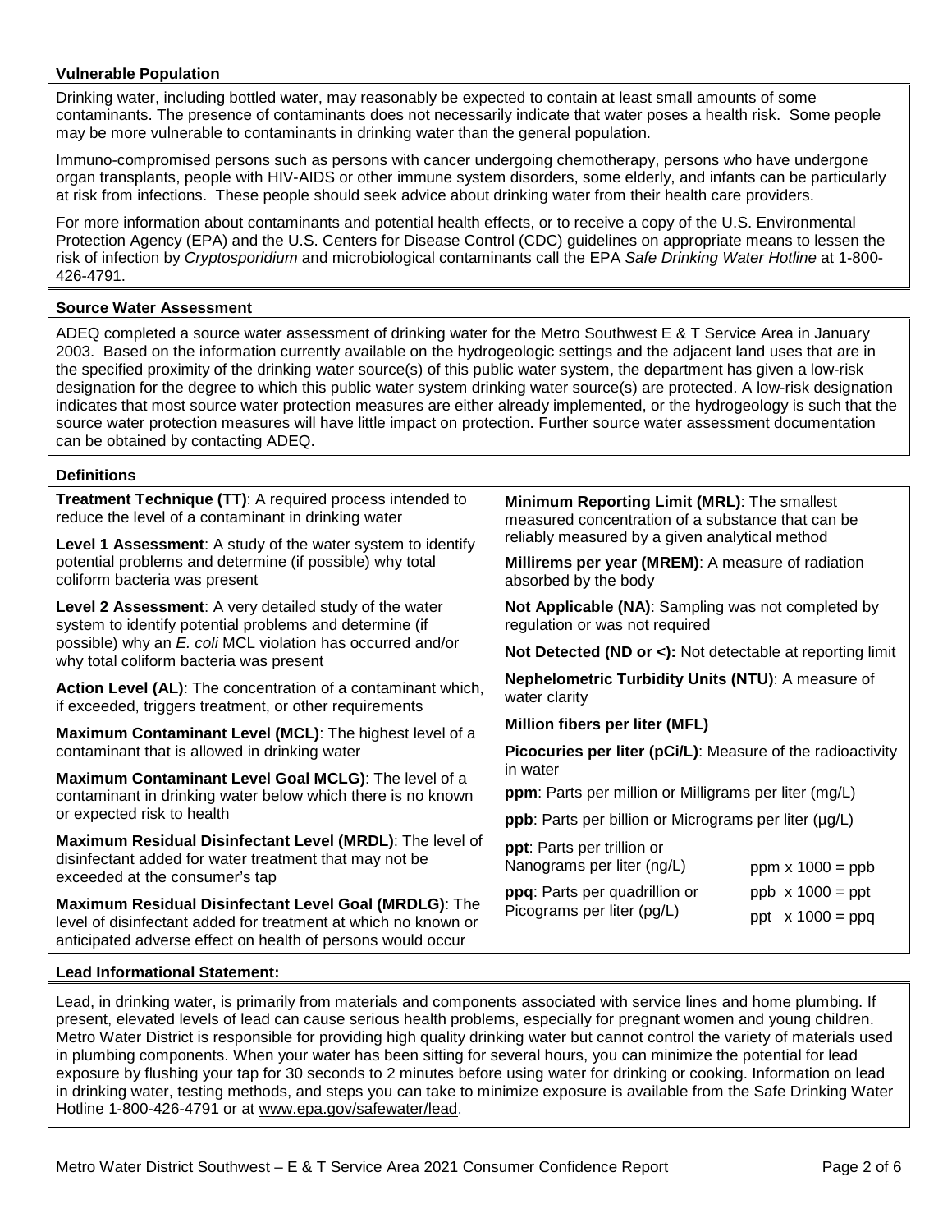## Vulnerable Population

Drinking water, including bottled water, may reasonably be expected to contain at least small amounts of some contaminants. The presence of contaminants does not necessarily indicate that water poses a health risk. Some people may be more vulnerable to contaminants in drinking water than the general population.

Immuno-compromised persons such as persons with cancer undergoing chemotherapy, persons who have undergone organ transplants, people with HIV-AIDS or other immune system disorders, some elderly, and infants can be particularly at risk from infections. These people should seek advice about drinking water from their health care providers.

For more information about contaminants and potential health effects, or to receive a copy of the U.S. Environmental Protection Agency (EPA) and the U.S. Centers for Disease Control (CDC) guidelines on appropriate means to lessen the risk of infection by *Cryptosporidium* and microbiological contaminants call the EPA *Safe Drinking Water Hotline* at 1-800-426-4791.

## Source Water Assessment

ADEQ completed a source water assessment of drinking water for the Metro Southwest E & T Service Area in January 2003. Based on the information currently available on the hydrogeologic settings and the adjacent land uses that are in the specified proximity of the drinking water source(s) of this public water system, the department has given a low-risk designation for the degree to which this public water system drinking water source(s) are protected. A low-risk designation indicates that most source water protection measures are either already implemented, or the hydrogeology is such that the source water protection measures will have little impact on protection. Further source water assessment documentation can be obtained by contacting ADEQ.

## Definitions

**Treatment Technique (TT)**: A required process intended to reduce the level of a contaminant in drinking water

**Level 1 Assessment**: A study of the water system to identify potential problems and determine (if possible) why total coliform bacteria was present

**Level 2 Assessment**: A very detailed study of the water system to identify potential problems and determine (if possible) why an *E. coli* MCL violation has occurred and/or why total coliform bacteria was present

**Action Level (AL)**: The concentration of a contaminant which, if exceeded, triggers treatment, or other requirements

**Maximum Contaminant Level (MCL)**: The highest level of a contaminant that is allowed in drinking water

**Maximum Contaminant Level Goal MCLG)**: The level of a contaminant in drinking water below which there is no known or expected risk to health

**Maximum Residual Disinfectant Level (MRDL)**: The level of disinfectant added for water treatment that may not be exceeded at the consumer's tap

**Maximum Residual Disinfectant Level Goal (MRDLG)**: The level of disinfectant added for treatment at which no known or anticipated adverse effect on health of persons would occur

**Minimum Reporting Limit (MRL)**: The smallest measured concentration of a substance that can be reliably measured by a given analytical method

**Millirems per year (MREM)**: A measure of radiation absorbed by the body

**Not Applicable (NA)**: Sampling was not completed by regulation or was not required

**Not Detected (ND or <):** Not detectable at reporting limit

**Nephelometric Turbidity Units (NTU)**: A measure of water clarity

**Million fibers per liter (MFL)**

**Picocuries per liter (pCi/L)**: Measure of the radioactivity in water

**ppm**: Parts per million or Milligrams per liter (mg/L)

**ppb**: Parts per billion or Micrograms per liter (µg/L)

**ppt**: Parts per trillion or Nanograms per liter (ng/L)

**ppq**: Parts per quadrillion or Picograms per liter (pg/L)

ppm x 1000 = ppb

ppb x 1000 = ppt

ppt x 1000 = ppq

## Lead Informational Statement:

Lead, in drinking water, is primarily from materials and components associated with service lines and home plumbing. If present, elevated levels of lead can cause serious health problems, especially for pregnant women and young children. Metro Water District is responsible for providing high quality drinking water but cannot control the variety of materials used in plumbing components. When your water has been sitting for several hours, you can minimize the potential for lead exposure by flushing your tap for 30 seconds to 2 minutes before using water for drinking or cooking. Information on lead in drinking water, testing methods, and steps you can take to minimize exposure is available from the Safe Drinking Water Hotline 1-800-426-4791 or at www.epa.gov/safewater/lead.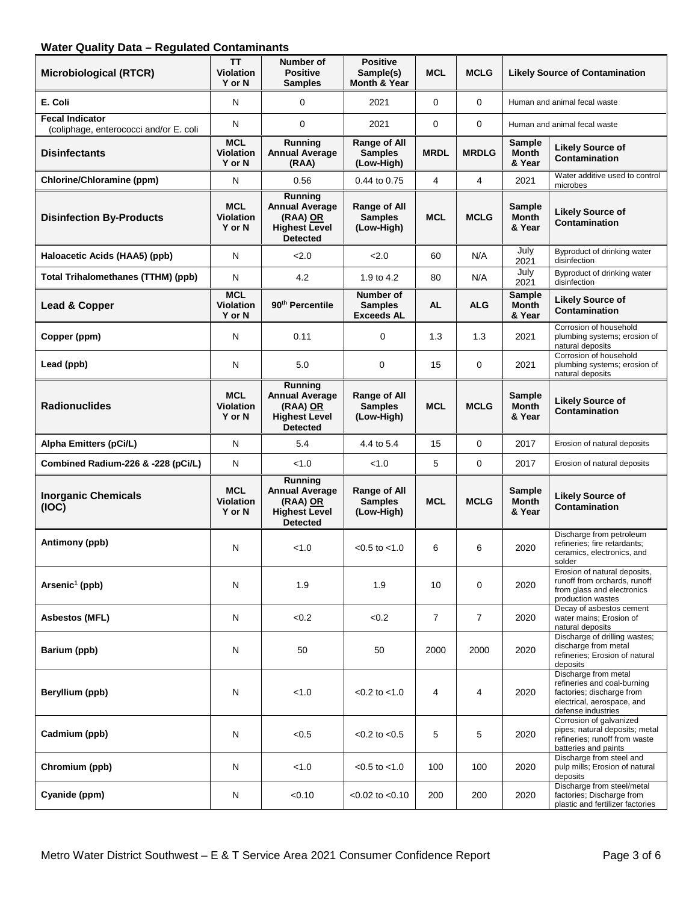## Water Quality Data – Regulated Contaminants

| Microbiological (RTCR) | TT Violation Y or N | Number of Positive Samples | Positive Sample(s) Month & Year | MCL | MCLG | Likely Source of Contamination | |
|---|---|---|---|---|---|---|---|
| E. Coli | N | 0 | 2021 | 0 | 0 | Human and animal fecal waste | |
| Fecal Indicator (coliphage, enterococci and/or E. coli | N | 0 | 2021 | 0 | 0 | Human and animal fecal waste | |
| **Disinfectants** | **MCL Violation Y or N** | **Running Annual Average (RAA)** | **Range of All Samples (Low-High)** | **MRDL** | **MRDLG** | **Sample Month & Year** | **Likely Source of Contamination** |
| Chlorine/Chloramine (ppm) | N | 0.56 | 0.44 to 0.75 | 4 | 4 | 2021 | Water additive used to control microbes |
| **Disinfection By-Products** | **MCL Violation Y or N** | **Running Annual Average (RAA) OR Highest Level Detected** | **Range of All Samples (Low-High)** | **MCL** | **MCLG** | **Sample Month & Year** | **Likely Source of Contamination** |
| Haloacetic Acids (HAA5) (ppb) | N | <2.0 | <2.0 | 60 | N/A | July 2021 | Byproduct of drinking water disinfection |
| Total Trihalomethanes (TTHM) (ppb) | N | 4.2 | 1.9 to 4.2 | 80 | N/A | July 2021 | Byproduct of drinking water disinfection |
| **Lead & Copper** | **MCL Violation Y or N** | **90th Percentile** | **Number of Samples Exceeds AL** | **AL** | **ALG** | **Sample Month & Year** | **Likely Source of Contamination** |
| Copper (ppm) | N | 0.11 | 0 | 1.3 | 1.3 | 2021 | Corrosion of household plumbing systems; erosion of natural deposits |
| Lead (ppb) | N | 5.0 | 0 | 15 | 0 | 2021 | Corrosion of household plumbing systems; erosion of natural deposits |
| **Radionuclides** | **MCL Violation Y or N** | **Running Annual Average (RAA) OR Highest Level Detected** | **Range of All Samples (Low-High)** | **MCL** | **MCLG** | **Sample Month & Year** | **Likely Source of Contamination** |
| Alpha Emitters (pCi/L) | N | 5.4 | 4.4 to 5.4 | 15 | 0 | 2017 | Erosion of natural deposits |
| Combined Radium-226 & -228 (pCi/L) | N | <1.0 | <1.0 | 5 | 0 | 2017 | Erosion of natural deposits |
| **Inorganic Chemicals (IOC)** | **MCL Violation Y or N** | **Running Annual Average (RAA) OR Highest Level Detected** | **Range of All Samples (Low-High)** | **MCL** | **MCLG** | **Sample Month & Year** | **Likely Source of Contamination** |
| Antimony (ppb) | N | <1.0 | <0.5 to <1.0 | 6 | 6 | 2020 | Discharge from petroleum refineries; fire retardants; ceramics, electronics, and solder |
| Arsenic[1] (ppb) | N | 1.9 | 1.9 | 10 | 0 | 2020 | Erosion of natural deposits, runoff from orchards, runoff from glass and electronics production wastes |
| Asbestos (MFL) | N | <0.2 | <0.2 | 7 | 7 | 2020 | Decay of asbestos cement water mains; Erosion of natural deposits |
| Barium (ppb) | N | 50 | 50 | 2000 | 2000 | 2020 | Discharge of drilling wastes; discharge from metal refineries; Erosion of natural deposits |
| Beryllium (ppb) | N | <1.0 | <0.2 to <1.0 | 4 | 4 | 2020 | Discharge from metal refineries and coal-burning factories; discharge from electrical, aerospace, and defense industries |
| Cadmium (ppb) | N | <0.5 | <0.2 to <0.5 | 5 | 5 | 2020 | Corrosion of galvanized pipes; natural deposits; metal refineries; runoff from waste batteries and paints |
| Chromium (ppb) | N | <1.0 | <0.5 to <1.0 | 100 | 100 | 2020 | Discharge from steel and pulp mills; Erosion of natural deposits |
| Cyanide (ppm) | N | <0.10 | <0.02 to <0.10 | 200 | 200 | 2020 | Discharge from steel/metal factories; Discharge from plastic and fertilizer factories |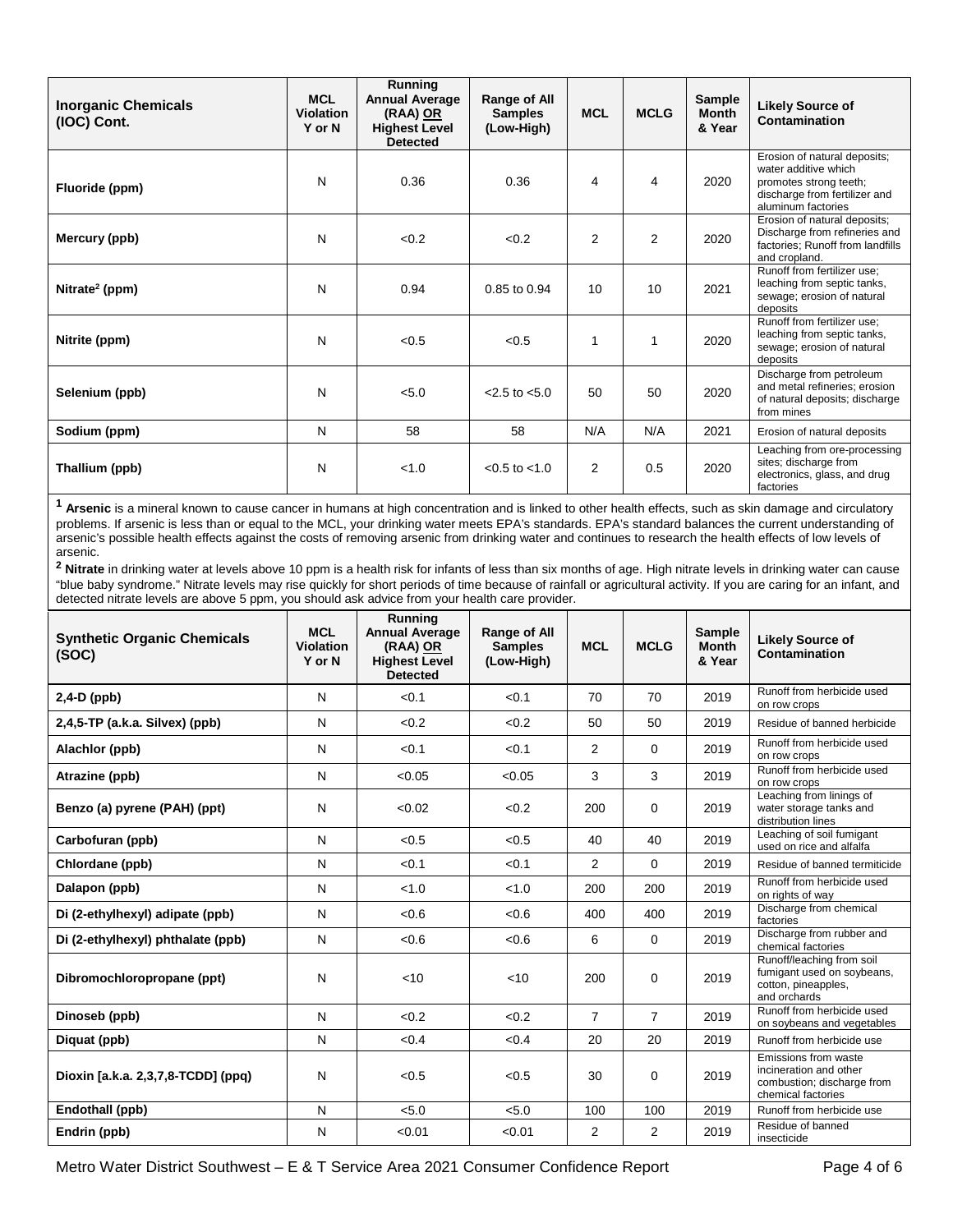| Inorganic Chemicals (IOC) Cont. | MCL Violation Y or N | Running Annual Average (RAA) OR Highest Level Detected | Range of All Samples (Low-High) | MCL | MCLG | Sample Month & Year | Likely Source of Contamination |
|---|---|---|---|---|---|---|---|
| **Fluoride (ppm)** | N | 0.36 | 0.36 | 4 | 4 | 2020 | Erosion of natural deposits; water additive which promotes strong teeth; discharge from fertilizer and aluminum factories |
| **Mercury (ppb)** | N | <0.2 | <0.2 | 2 | 2 | 2020 | Erosion of natural deposits; Discharge from refineries and factories; Runoff from landfills and cropland. |
| **Nitrate[2] (ppm)** | N | 0.94 | 0.85 to 0.94 | 10 | 10 | 2021 | Runoff from fertilizer use; leaching from septic tanks, sewage; erosion of natural deposits |
| **Nitrite (ppm)** | N | <0.5 | <0.5 | 1 | 1 | 2020 | Runoff from fertilizer use; leaching from septic tanks, sewage; erosion of natural deposits |
| **Selenium (ppb)** | N | <5.0 | <2.5 to <5.0 | 50 | 50 | 2020 | Discharge from petroleum and metal refineries; erosion of natural deposits; discharge from mines |
| **Sodium (ppm)** | N | 58 | 58 | N/A | N/A | 2021 | Erosion of natural deposits |
| **Thallium (ppb)** | N | <1.0 | <0.5 to <1.0 | 2 | 0.5 | 2020 | Leaching from ore-processing sites; discharge from electronics, glass, and drug factories |

[1] **Arsenic** is a mineral known to cause cancer in humans at high concentration and is linked to other health effects, such as skin damage and circulatory problems. If arsenic is less than or equal to the MCL, your drinking water meets EPA's standards. EPA's standard balances the current understanding of arsenic's possible health effects against the costs of removing arsenic from drinking water and continues to research the health effects of low levels of arsenic.

[2] **Nitrate** in drinking water at levels above 10 ppm is a health risk for infants of less than six months of age. High nitrate levels in drinking water can cause "blue baby syndrome." Nitrate levels may rise quickly for short periods of time because of rainfall or agricultural activity. If you are caring for an infant, and detected nitrate levels are above 5 ppm, you should ask advice from your health care provider.

| Synthetic Organic Chemicals (SOC) | MCL Violation Y or N | Running Annual Average (RAA) OR Highest Level Detected | Range of All Samples (Low-High) | MCL | MCLG | Sample Month & Year | Likely Source of Contamination |
|---|---|---|---|---|---|---|---|
| **2,4-D (ppb)** | N | <0.1 | <0.1 | 70 | 70 | 2019 | Runoff from herbicide used on row crops |
| **2,4,5-TP (a.k.a. Silvex) (ppb)** | N | <0.2 | <0.2 | 50 | 50 | 2019 | Residue of banned herbicide |
| **Alachlor (ppb)** | N | <0.1 | <0.1 | 2 | 0 | 2019 | Runoff from herbicide used on row crops |
| **Atrazine (ppb)** | N | <0.05 | <0.05 | 3 | 3 | 2019 | Runoff from herbicide used on row crops |
| **Benzo (a) pyrene (PAH) (ppt)** | N | <0.02 | <0.2 | 200 | 0 | 2019 | Leaching from linings of water storage tanks and distribution lines |
| **Carbofuran (ppb)** | N | <0.5 | <0.5 | 40 | 40 | 2019 | Leaching of soil fumigant used on rice and alfalfa |
| **Chlordane (ppb)** | N | <0.1 | <0.1 | 2 | 0 | 2019 | Residue of banned termiticide |
| **Dalapon (ppb)** | N | <1.0 | <1.0 | 200 | 200 | 2019 | Runoff from herbicide used on rights of way |
| **Di (2-ethylhexyl) adipate (ppb)** | N | <0.6 | <0.6 | 400 | 400 | 2019 | Discharge from chemical factories |
| **Di (2-ethylhexyl) phthalate (ppb)** | N | <0.6 | <0.6 | 6 | 0 | 2019 | Discharge from rubber and chemical factories |
| **Dibromochloropropane (ppt)** | N | <10 | <10 | 200 | 0 | 2019 | Runoff/leaching from soil fumigant used on soybeans, cotton, pineapples, and orchards |
| **Dinoseb (ppb)** | N | <0.2 | <0.2 | 7 | 7 | 2019 | Runoff from herbicide used on soybeans and vegetables |
| **Diquat (ppb)** | N | <0.4 | <0.4 | 20 | 20 | 2019 | Runoff from herbicide use |
| **Dioxin [a.k.a. 2,3,7,8-TCDD] (ppq)** | N | <0.5 | <0.5 | 30 | 0 | 2019 | Emissions from waste incineration and other combustion; discharge from chemical factories |
| **Endothall (ppb)** | N | <5.0 | <5.0 | 100 | 100 | 2019 | Runoff from herbicide use |
| **Endrin (ppb)** | N | <0.01 | <0.01 | 2 | 2 | 2019 | Residue of banned insecticide |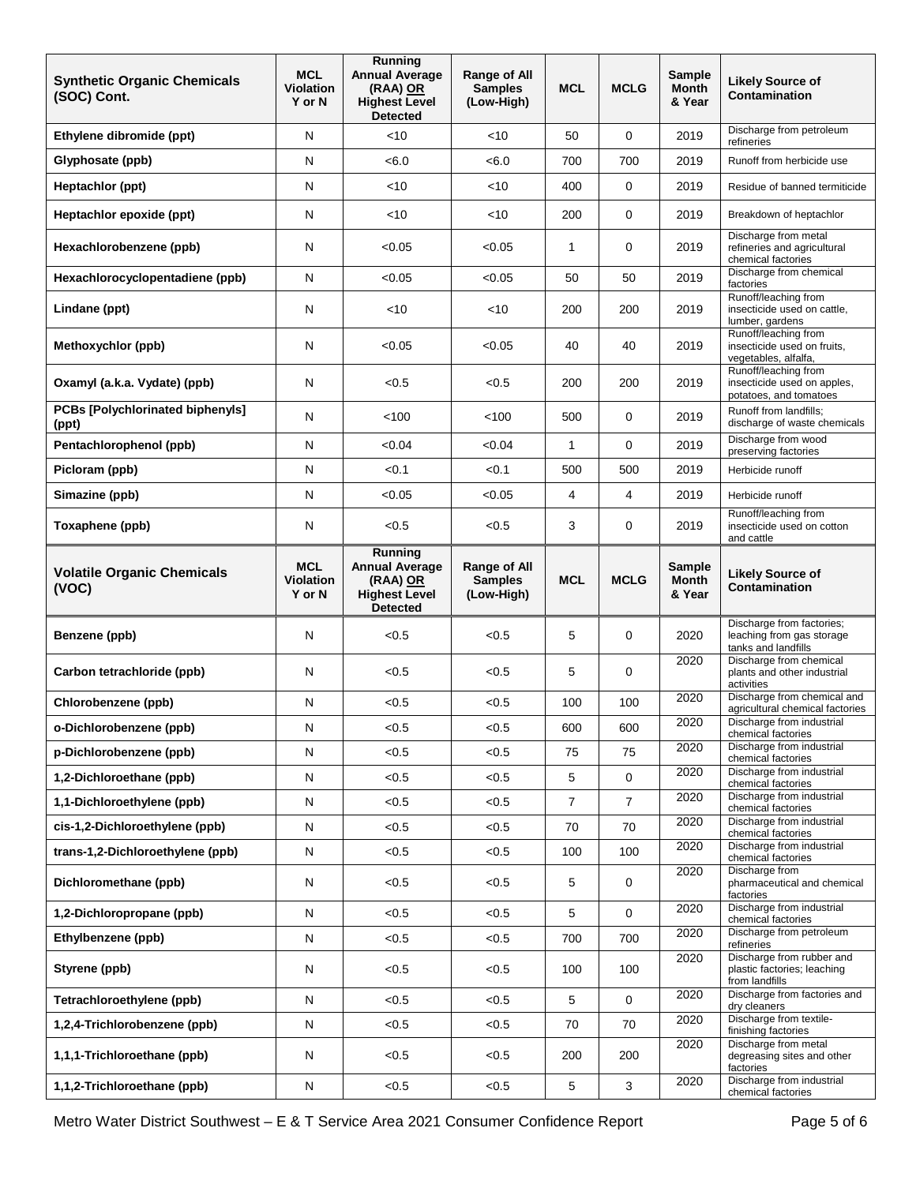| Synthetic Organic Chemicals (SOC) Cont. | MCL Violation Y or N | Running Annual Average (RAA) OR Highest Level Detected | Range of All Samples (Low-High) | MCL | MCLG | Sample Month & Year | Likely Source of Contamination |
|---|---|---|---|---|---|---|---|
| Ethylene dibromide (ppt) | N | <10 | <10 | 50 | 0 | 2019 | Discharge from petroleum refineries |
| Glyphosate (ppb) | N | <6.0 | <6.0 | 700 | 700 | 2019 | Runoff from herbicide use |
| Heptachlor (ppt) | N | <10 | <10 | 400 | 0 | 2019 | Residue of banned termiticide |
| Heptachlor epoxide (ppt) | N | <10 | <10 | 200 | 0 | 2019 | Breakdown of heptachlor |
| Hexachlorobenzene (ppb) | N | <0.05 | <0.05 | 1 | 0 | 2019 | Discharge from metal refineries and agricultural chemical factories |
| Hexachlorocyclopentadiene (ppb) | N | <0.05 | <0.05 | 50 | 50 | 2019 | Discharge from chemical factories |
| Lindane (ppt) | N | <10 | <10 | 200 | 200 | 2019 | Runoff/leaching from insecticide used on cattle, lumber, gardens |
| Methoxychlor (ppb) | N | <0.05 | <0.05 | 40 | 40 | 2019 | Runoff/leaching from insecticide used on fruits, vegetables, alfalfa, |
| Oxamyl (a.k.a. Vydate) (ppb) | N | <0.5 | <0.5 | 200 | 200 | 2019 | Runoff/leaching from insecticide used on apples, potatoes, and tomatoes |
| PCBs [Polychlorinated biphenyls] (ppt) | N | <100 | <100 | 500 | 0 | 2019 | Runoff from landfills; discharge of waste chemicals |
| Pentachlorophenol (ppb) | N | <0.04 | <0.04 | 1 | 0 | 2019 | Discharge from wood preserving factories |
| Picloram (ppb) | N | <0.1 | <0.1 | 500 | 500 | 2019 | Herbicide runoff |
| Simazine (ppb) | N | <0.05 | <0.05 | 4 | 4 | 2019 | Herbicide runoff |
| Toxaphene (ppb) | N | <0.5 | <0.5 | 3 | 0 | 2019 | Runoff/leaching from insecticide used on cotton and cattle |

| Volatile Organic Chemicals (VOC) | MCL Violation Y or N | Running Annual Average (RAA) OR Highest Level Detected | Range of All Samples (Low-High) | MCL | MCLG | Sample Month & Year | Likely Source of Contamination |
|---|---|---|---|---|---|---|---|
| Benzene (ppb) | N | <0.5 | <0.5 | 5 | 0 | 2020 | Discharge from factories; leaching from gas storage tanks and landfills |
| Carbon tetrachloride (ppb) | N | <0.5 | <0.5 | 5 | 0 | 2020 | Discharge from chemical plants and other industrial activities |
| Chlorobenzene (ppb) | N | <0.5 | <0.5 | 100 | 100 | 2020 | Discharge from chemical and agricultural chemical factories |
| o-Dichlorobenzene (ppb) | N | <0.5 | <0.5 | 600 | 600 | 2020 | Discharge from industrial chemical factories |
| p-Dichlorobenzene (ppb) | N | <0.5 | <0.5 | 75 | 75 | 2020 | Discharge from industrial chemical factories |
| 1,2-Dichloroethane (ppb) | N | <0.5 | <0.5 | 5 | 0 | 2020 | Discharge from industrial chemical factories |
| 1,1-Dichloroethylene (ppb) | N | <0.5 | <0.5 | 7 | 7 | 2020 | Discharge from industrial chemical factories |
| cis-1,2-Dichloroethylene (ppb) | N | <0.5 | <0.5 | 70 | 70 | 2020 | Discharge from industrial chemical factories |
| trans-1,2-Dichloroethylene (ppb) | N | <0.5 | <0.5 | 100 | 100 | 2020 | Discharge from industrial chemical factories |
| Dichloromethane (ppb) | N | <0.5 | <0.5 | 5 | 0 | 2020 | Discharge from pharmaceutical and chemical factories |
| 1,2-Dichloropropane (ppb) | N | <0.5 | <0.5 | 5 | 0 | 2020 | Discharge from industrial chemical factories |
| Ethylbenzene (ppb) | N | <0.5 | <0.5 | 700 | 700 | 2020 | Discharge from petroleum refineries |
| Styrene (ppb) | N | <0.5 | <0.5 | 100 | 100 | 2020 | Discharge from rubber and plastic factories; leaching from landfills |
| Tetrachloroethylene (ppb) | N | <0.5 | <0.5 | 5 | 0 | 2020 | Discharge from factories and dry cleaners |
| 1,2,4-Trichlorobenzene (ppb) | N | <0.5 | <0.5 | 70 | 70 | 2020 | Discharge from textile-finishing factories |
| 1,1,1-Trichloroethane (ppb) | N | <0.5 | <0.5 | 200 | 200 | 2020 | Discharge from metal degreasing sites and other factories |
| 1,1,2-Trichloroethane (ppb) | N | <0.5 | <0.5 | 5 | 3 | 2020 | Discharge from industrial chemical factories |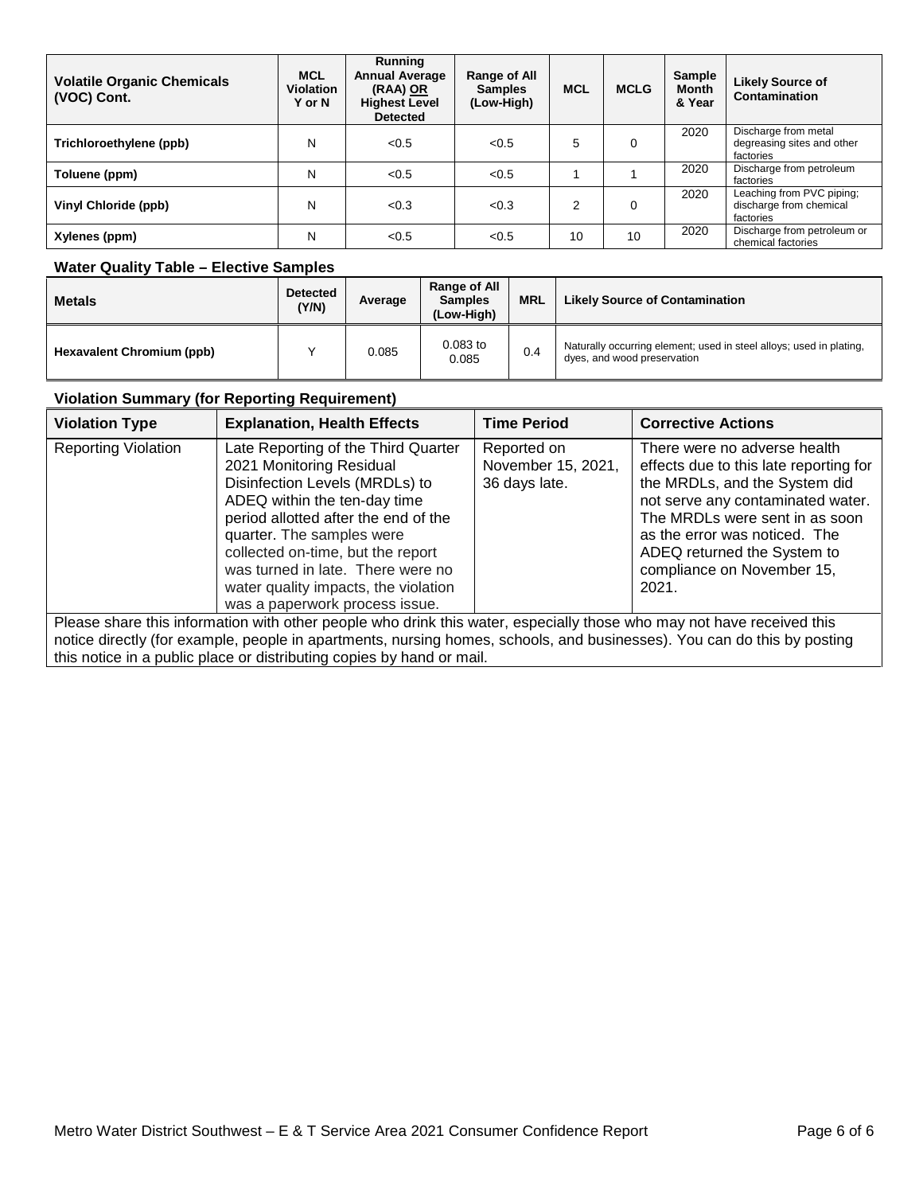| Volatile Organic Chemicals (VOC) Cont. | MCL Violation Y or N | Running Annual Average (RAA) OR Highest Level Detected | Range of All Samples (Low-High) | MCL | MCLG | Sample Month & Year | Likely Source of Contamination |
|---|---|---|---|---|---|---|---|
| Trichloroethylene (ppb) | N | <0.5 | <0.5 | 5 | 0 | 2020 | Discharge from metal degreasing sites and other factories |
| Toluene (ppm) | N | <0.5 | <0.5 | 1 | 1 | 2020 | Discharge from petroleum factories |
| Vinyl Chloride (ppb) | N | <0.3 | <0.3 | 2 | 0 | 2020 | Leaching from PVC piping; discharge from chemical factories |
| Xylenes (ppm) | N | <0.5 | <0.5 | 10 | 10 | 2020 | Discharge from petroleum or chemical factories |

### Water Quality Table – Elective Samples

| Metals | Detected (Y/N) | Average | Range of All Samples (Low-High) | MRL | Likely Source of Contamination |
|---|---|---|---|---|---|
| Hexavalent Chromium (ppb) | Y | 0.085 | 0.083 to 0.085 | 0.4 | Naturally occurring element; used in steel alloys; used in plating, dyes, and wood preservation |

### Violation Summary (for Reporting Requirement)

| Violation Type | Explanation, Health Effects | Time Period | Corrective Actions |
|---|---|---|---|
| Reporting Violation | Late Reporting of the Third Quarter 2021 Monitoring Residual Disinfection Levels (MRDLs) to ADEQ within the ten-day time period allotted after the end of the quarter. The samples were collected on-time, but the report was turned in late. There were no water quality impacts, the violation was a paperwork process issue. | Reported on November 15, 2021, 36 days late. | There were no adverse health effects due to this late reporting for the MRDLs, and the System did not serve any contaminated water. The MRDLs were sent in as soon as the error was noticed. The ADEQ returned the System to compliance on November 15, 2021. |

Please share this information with other people who drink this water, especially those who may not have received this notice directly (for example, people in apartments, nursing homes, schools, and businesses). You can do this by posting this notice in a public place or distributing copies by hand or mail.